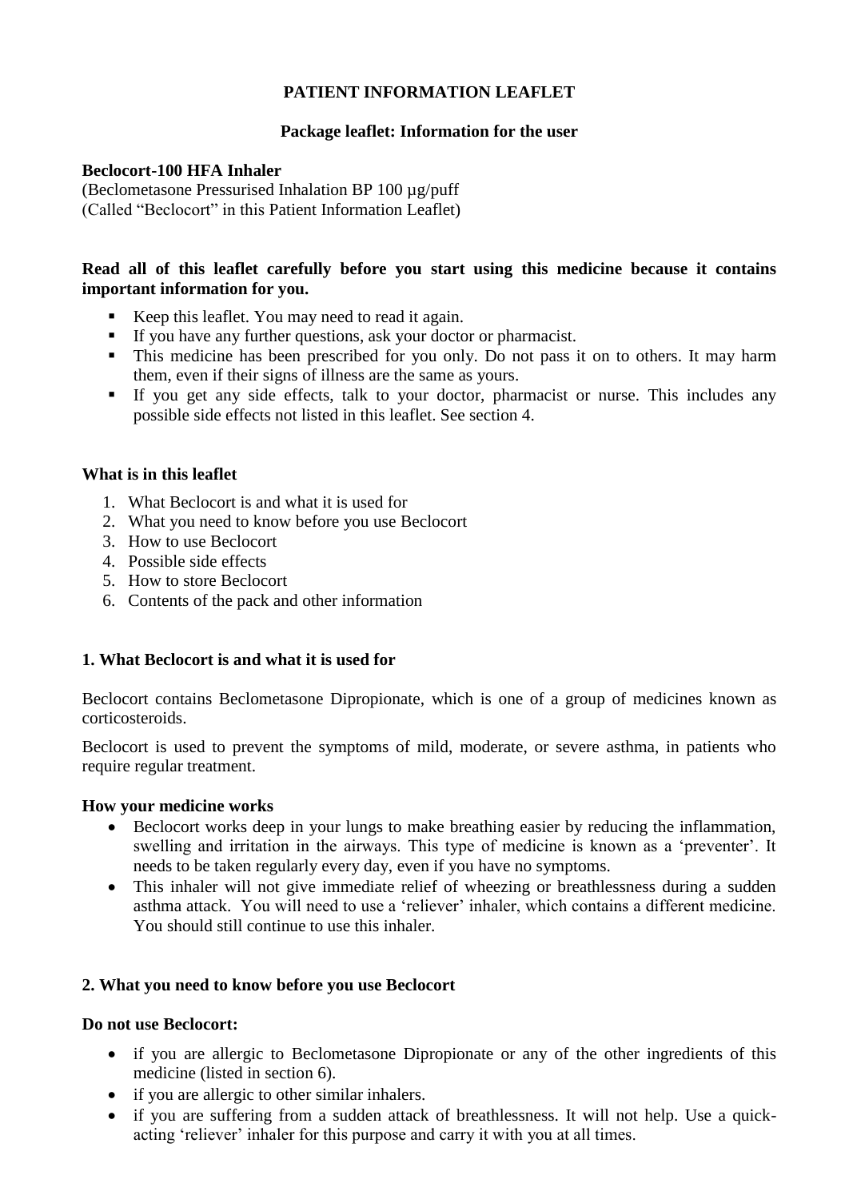# PATIENT INFORMATION LEAFLET

## Package leaflet: Information for the user

**Beclocort-100 HFA Inhaler**
(Beclometasone Pressurised Inhalation BP 100 µg/puff
(Called "Beclocort" in this Patient Information Leaflet)

**Read all of this leaflet carefully before you start using this medicine because it contains important information for you.**

- Keep this leaflet. You may need to read it again.
- If you have any further questions, ask your doctor or pharmacist.
- This medicine has been prescribed for you only. Do not pass it on to others. It may harm them, even if their signs of illness are the same as yours.
- If you get any side effects, talk to your doctor, pharmacist or nurse. This includes any possible side effects not listed in this leaflet. See section 4.

**What is in this leaflet**

1. What Beclocort is and what it is used for
2. What you need to know before you use Beclocort
3. How to use Beclocort
4. Possible side effects
5. How to store Beclocort
6. Contents of the pack and other information

## 1. What Beclocort is and what it is used for

Beclocort contains Beclometasone Dipropionate, which is one of a group of medicines known as corticosteroids.

Beclocort is used to prevent the symptoms of mild, moderate, or severe asthma, in patients who require regular treatment.

**How your medicine works**

- Beclocort works deep in your lungs to make breathing easier by reducing the inflammation, swelling and irritation in the airways. This type of medicine is known as a 'preventer'. It needs to be taken regularly every day, even if you have no symptoms.
- This inhaler will not give immediate relief of wheezing or breathlessness during a sudden asthma attack. You will need to use a 'reliever' inhaler, which contains a different medicine. You should still continue to use this inhaler.

## 2. What you need to know before you use Beclocort

**Do not use Beclocort:**

- if you are allergic to Beclometasone Dipropionate or any of the other ingredients of this medicine (listed in section 6).
- if you are allergic to other similar inhalers.
- if you are suffering from a sudden attack of breathlessness. It will not help. Use a quick-acting 'reliever' inhaler for this purpose and carry it with you at all times.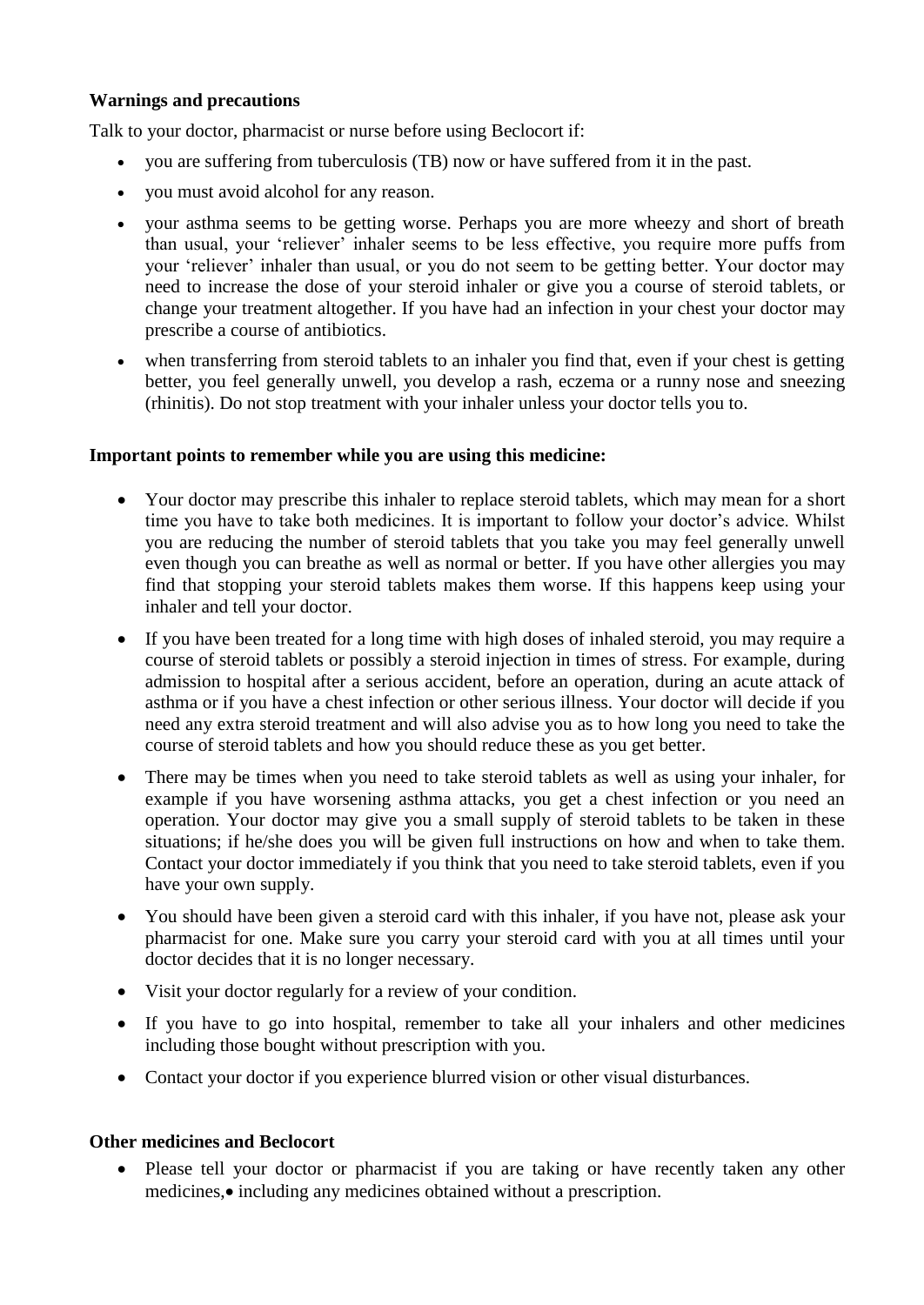**Warnings and precautions**

Talk to your doctor, pharmacist or nurse before using Beclocort if:

- you are suffering from tuberculosis (TB) now or have suffered from it in the past.
- you must avoid alcohol for any reason.
- your asthma seems to be getting worse. Perhaps you are more wheezy and short of breath than usual, your 'reliever' inhaler seems to be less effective, you require more puffs from your 'reliever' inhaler than usual, or you do not seem to be getting better. Your doctor may need to increase the dose of your steroid inhaler or give you a course of steroid tablets, or change your treatment altogether. If you have had an infection in your chest your doctor may prescribe a course of antibiotics.
- when transferring from steroid tablets to an inhaler you find that, even if your chest is getting better, you feel generally unwell, you develop a rash, eczema or a runny nose and sneezing (rhinitis). Do not stop treatment with your inhaler unless your doctor tells you to.

**Important points to remember while you are using this medicine:**

- Your doctor may prescribe this inhaler to replace steroid tablets, which may mean for a short time you have to take both medicines. It is important to follow your doctor's advice. Whilst you are reducing the number of steroid tablets that you take you may feel generally unwell even though you can breathe as well as normal or better. If you have other allergies you may find that stopping your steroid tablets makes them worse. If this happens keep using your inhaler and tell your doctor.
- If you have been treated for a long time with high doses of inhaled steroid, you may require a course of steroid tablets or possibly a steroid injection in times of stress. For example, during admission to hospital after a serious accident, before an operation, during an acute attack of asthma or if you have a chest infection or other serious illness. Your doctor will decide if you need any extra steroid treatment and will also advise you as to how long you need to take the course of steroid tablets and how you should reduce these as you get better.
- There may be times when you need to take steroid tablets as well as using your inhaler, for example if you have worsening asthma attacks, you get a chest infection or you need an operation. Your doctor may give you a small supply of steroid tablets to be taken in these situations; if he/she does you will be given full instructions on how and when to take them. Contact your doctor immediately if you think that you need to take steroid tablets, even if you have your own supply.
- You should have been given a steroid card with this inhaler, if you have not, please ask your pharmacist for one. Make sure you carry your steroid card with you at all times until your doctor decides that it is no longer necessary.
- Visit your doctor regularly for a review of your condition.
- If you have to go into hospital, remember to take all your inhalers and other medicines including those bought without prescription with you.
- Contact your doctor if you experience blurred vision or other visual disturbances.

**Other medicines and Beclocort**

- Please tell your doctor or pharmacist if you are taking or have recently taken any other medicines,• including any medicines obtained without a prescription.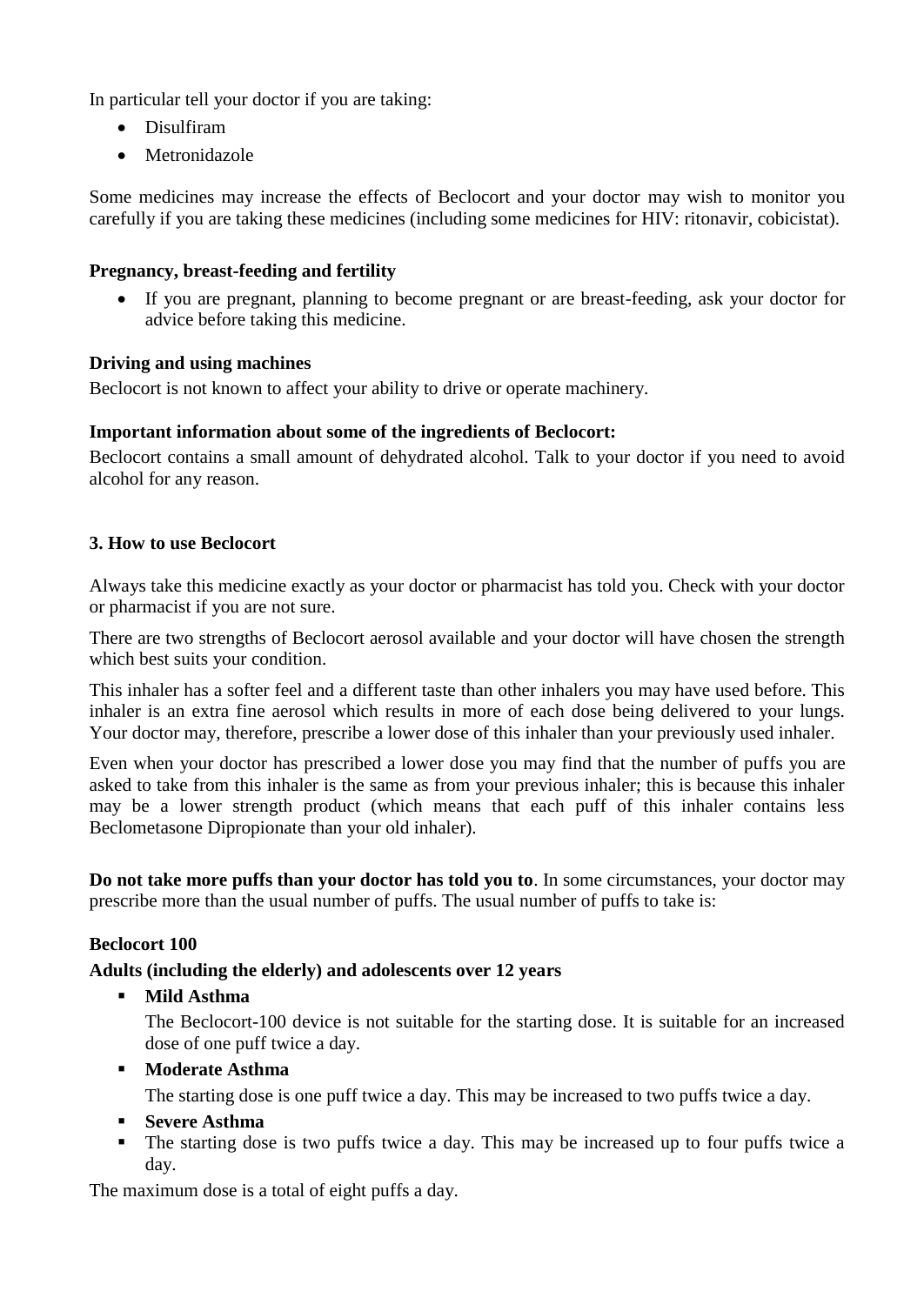In particular tell your doctor if you are taking:

- Disulfiram
- Metronidazole

Some medicines may increase the effects of Beclocort and your doctor may wish to monitor you carefully if you are taking these medicines (including some medicines for HIV: ritonavir, cobicistat).

**Pregnancy, breast-feeding and fertility**

- If you are pregnant, planning to become pregnant or are breast-feeding, ask your doctor for advice before taking this medicine.

**Driving and using machines**

Beclocort is not known to affect your ability to drive or operate machinery.

**Important information about some of the ingredients of Beclocort:**

Beclocort contains a small amount of dehydrated alcohol. Talk to your doctor if you need to avoid alcohol for any reason.

## 3. How to use Beclocort

Always take this medicine exactly as your doctor or pharmacist has told you. Check with your doctor or pharmacist if you are not sure.

There are two strengths of Beclocort aerosol available and your doctor will have chosen the strength which best suits your condition.

This inhaler has a softer feel and a different taste than other inhalers you may have used before. This inhaler is an extra fine aerosol which results in more of each dose being delivered to your lungs. Your doctor may, therefore, prescribe a lower dose of this inhaler than your previously used inhaler.

Even when your doctor has prescribed a lower dose you may find that the number of puffs you are asked to take from this inhaler is the same as from your previous inhaler; this is because this inhaler may be a lower strength product (which means that each puff of this inhaler contains less Beclometasone Dipropionate than your old inhaler).

**Do not take more puffs than your doctor has told you to**. In some circumstances, your doctor may prescribe more than the usual number of puffs. The usual number of puffs to take is:

**Beclocort 100**

**Adults (including the elderly) and adolescents over 12 years**

- **Mild Asthma**

  The Beclocort-100 device is not suitable for the starting dose. It is suitable for an increased dose of one puff twice a day.

- **Moderate Asthma**

  The starting dose is one puff twice a day. This may be increased to two puffs twice a day.

- **Severe Asthma**
- The starting dose is two puffs twice a day. This may be increased up to four puffs twice a day.

The maximum dose is a total of eight puffs a day.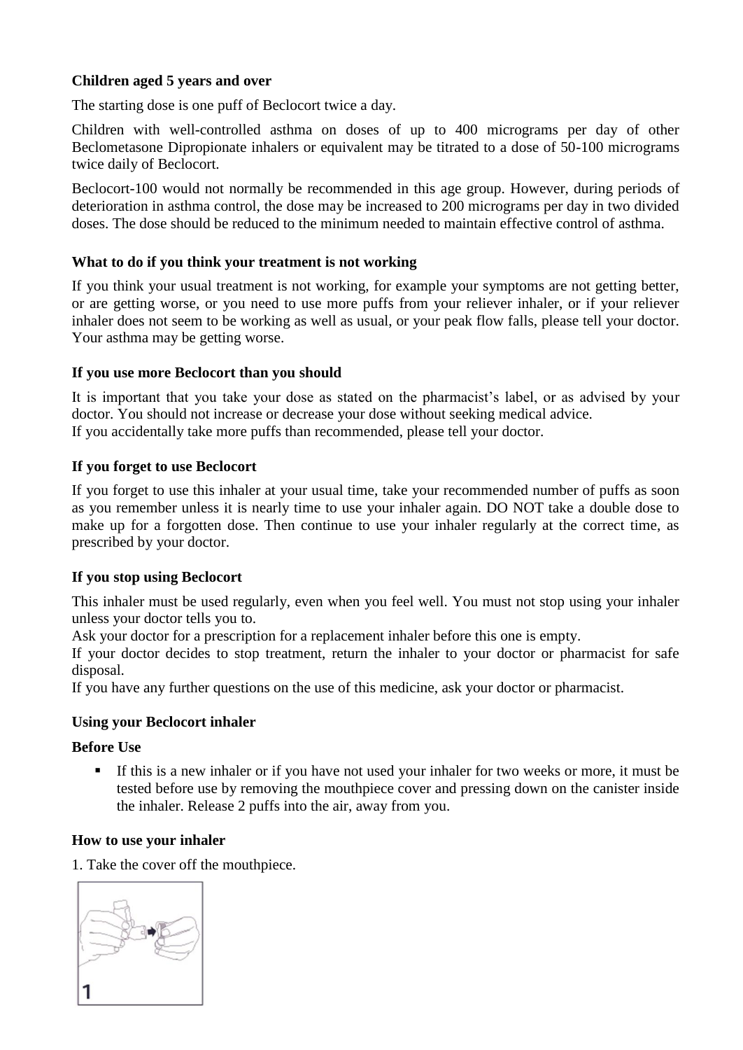**Children aged 5 years and over**

The starting dose is one puff of Beclocort twice a day.

Children with well-controlled asthma on doses of up to 400 micrograms per day of other Beclometasone Dipropionate inhalers or equivalent may be titrated to a dose of 50-100 micrograms twice daily of Beclocort.

Beclocort-100 would not normally be recommended in this age group. However, during periods of deterioration in asthma control, the dose may be increased to 200 micrograms per day in two divided doses. The dose should be reduced to the minimum needed to maintain effective control of asthma.

**What to do if you think your treatment is not working**

If you think your usual treatment is not working, for example your symptoms are not getting better, or are getting worse, or you need to use more puffs from your reliever inhaler, or if your reliever inhaler does not seem to be working as well as usual, or your peak flow falls, please tell your doctor. Your asthma may be getting worse.

**If you use more Beclocort than you should**

It is important that you take your dose as stated on the pharmacist's label, or as advised by your doctor. You should not increase or decrease your dose without seeking medical advice.
If you accidentally take more puffs than recommended, please tell your doctor.

**If you forget to use Beclocort**

If you forget to use this inhaler at your usual time, take your recommended number of puffs as soon as you remember unless it is nearly time to use your inhaler again. DO NOT take a double dose to make up for a forgotten dose. Then continue to use your inhaler regularly at the correct time, as prescribed by your doctor.

**If you stop using Beclocort**

This inhaler must be used regularly, even when you feel well. You must not stop using your inhaler unless your doctor tells you to.
Ask your doctor for a prescription for a replacement inhaler before this one is empty.
If your doctor decides to stop treatment, return the inhaler to your doctor or pharmacist for safe disposal.
If you have any further questions on the use of this medicine, ask your doctor or pharmacist.

**Using your Beclocort inhaler**

**Before Use**

- If this is a new inhaler or if you have not used your inhaler for two weeks or more, it must be tested before use by removing the mouthpiece cover and pressing down on the canister inside the inhaler. Release 2 puffs into the air, away from you.

**How to use your inhaler**

1. Take the cover off the mouthpiece.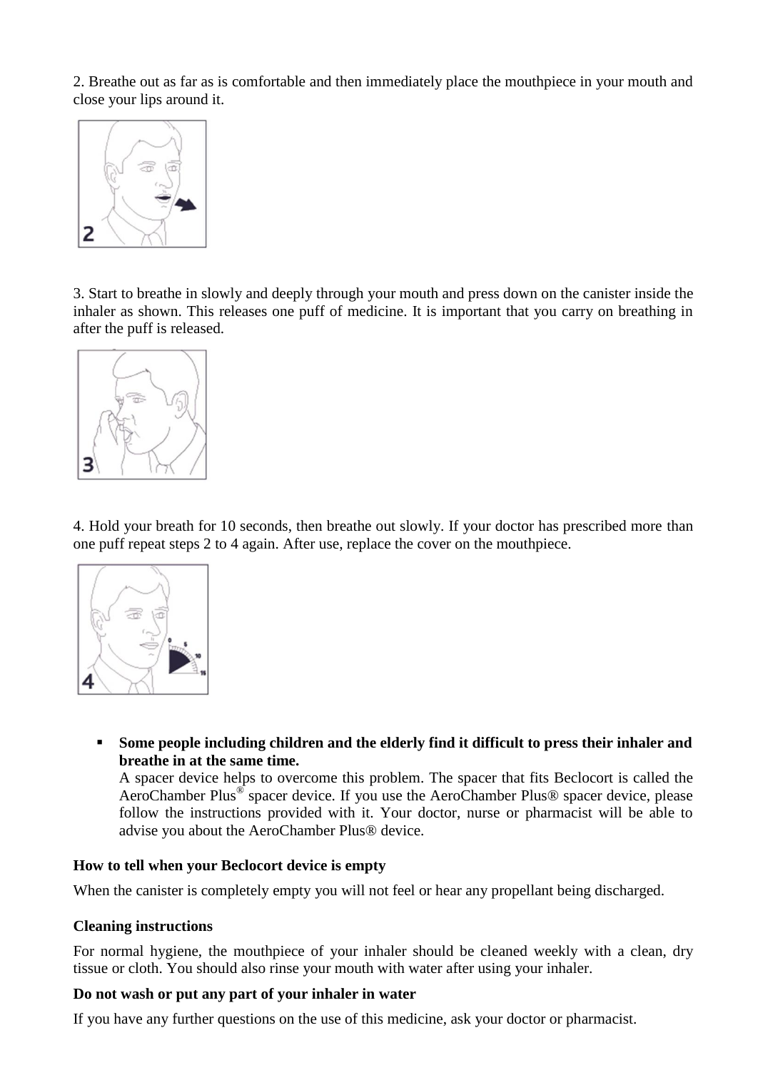2. Breathe out as far as is comfortable and then immediately place the mouthpiece in your mouth and close your lips around it.

3. Start to breathe in slowly and deeply through your mouth and press down on the canister inside the inhaler as shown. This releases one puff of medicine. It is important that you carry on breathing in after the puff is released.

4. Hold your breath for 10 seconds, then breathe out slowly. If your doctor has prescribed more than one puff repeat steps 2 to 4 again. After use, replace the cover on the mouthpiece.

- **Some people including children and the elderly find it difficult to press their inhaler and breathe in at the same time.**
  A spacer device helps to overcome this problem. The spacer that fits Beclocort is called the AeroChamber Plus® spacer device. If you use the AeroChamber Plus® spacer device, please follow the instructions provided with it. Your doctor, nurse or pharmacist will be able to advise you about the AeroChamber Plus® device.

**How to tell when your Beclocort device is empty**

When the canister is completely empty you will not feel or hear any propellant being discharged.

**Cleaning instructions**

For normal hygiene, the mouthpiece of your inhaler should be cleaned weekly with a clean, dry tissue or cloth. You should also rinse your mouth with water after using your inhaler.

**Do not wash or put any part of your inhaler in water**

If you have any further questions on the use of this medicine, ask your doctor or pharmacist.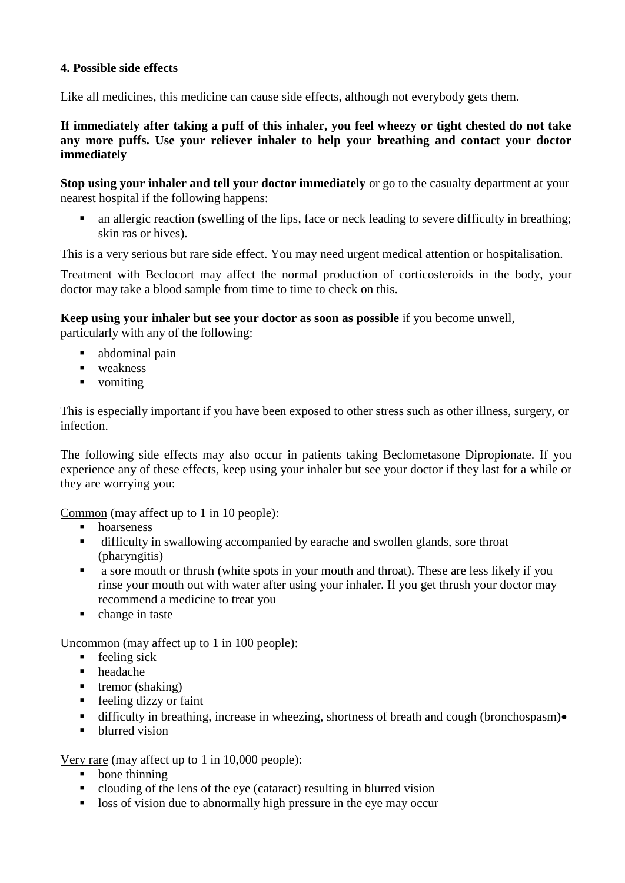## 4. Possible side effects

Like all medicines, this medicine can cause side effects, although not everybody gets them.

**If immediately after taking a puff of this inhaler, you feel wheezy or tight chested do not take any more puffs. Use your reliever inhaler to help your breathing and contact your doctor immediately**

**Stop using your inhaler and tell your doctor immediately** or go to the casualty department at your nearest hospital if the following happens:

- an allergic reaction (swelling of the lips, face or neck leading to severe difficulty in breathing; skin ras or hives).

This is a very serious but rare side effect. You may need urgent medical attention or hospitalisation.

Treatment with Beclocort may affect the normal production of corticosteroids in the body, your doctor may take a blood sample from time to time to check on this.

**Keep using your inhaler but see your doctor as soon as possible** if you become unwell, particularly with any of the following:

- abdominal pain
- weakness
- vomiting

This is especially important if you have been exposed to other stress such as other illness, surgery, or infection.

The following side effects may also occur in patients taking Beclometasone Dipropionate. If you experience any of these effects, keep using your inhaler but see your doctor if they last for a while or they are worrying you:

<u>Common</u> (may affect up to 1 in 10 people):

- hoarseness
- difficulty in swallowing accompanied by earache and swollen glands, sore throat (pharyngitis)
- a sore mouth or thrush (white spots in your mouth and throat). These are less likely if you rinse your mouth out with water after using your inhaler. If you get thrush your doctor may recommend a medicine to treat you
- change in taste

<u>Uncommon</u> (may affect up to 1 in 100 people):

- feeling sick
- headache
- tremor (shaking)
- feeling dizzy or faint
- difficulty in breathing, increase in wheezing, shortness of breath and cough (bronchospasm)•
- blurred vision

<u>Very rare</u> (may affect up to 1 in 10,000 people):

- bone thinning
- clouding of the lens of the eye (cataract) resulting in blurred vision
- loss of vision due to abnormally high pressure in the eye may occur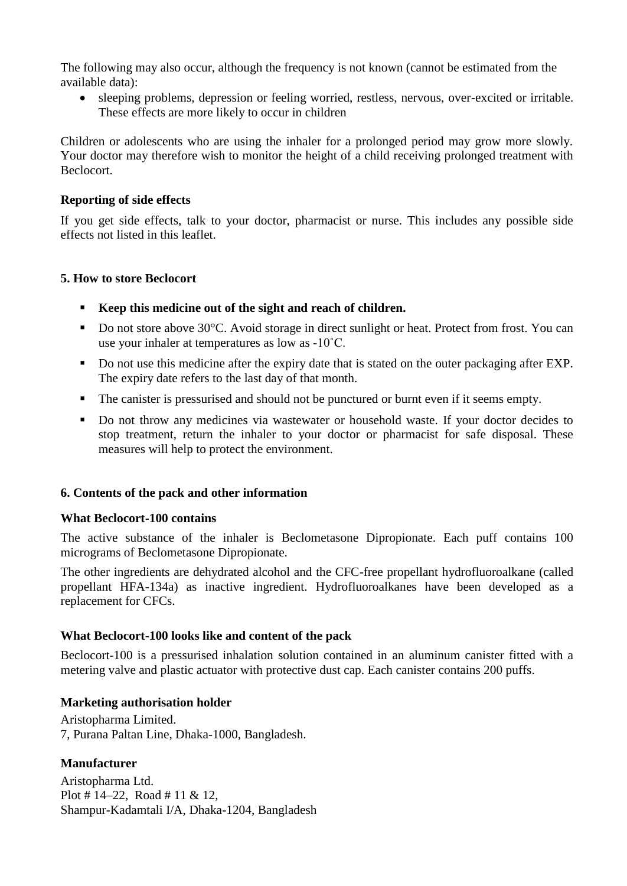The following may also occur, although the frequency is not known (cannot be estimated from the available data):

- sleeping problems, depression or feeling worried, restless, nervous, over-excited or irritable. These effects are more likely to occur in children

Children or adolescents who are using the inhaler for a prolonged period may grow more slowly. Your doctor may therefore wish to monitor the height of a child receiving prolonged treatment with Beclocort.

**Reporting of side effects**

If you get side effects, talk to your doctor, pharmacist or nurse. This includes any possible side effects not listed in this leaflet.

## 5. How to store Beclocort

- **Keep this medicine out of the sight and reach of children.**
- Do not store above 30°C. Avoid storage in direct sunlight or heat. Protect from frost. You can use your inhaler at temperatures as low as -10˚C.
- Do not use this medicine after the expiry date that is stated on the outer packaging after EXP. The expiry date refers to the last day of that month.
- The canister is pressurised and should not be punctured or burnt even if it seems empty.
- Do not throw any medicines via wastewater or household waste. If your doctor decides to stop treatment, return the inhaler to your doctor or pharmacist for safe disposal. These measures will help to protect the environment.

## 6. Contents of the pack and other information

**What Beclocort-100 contains**

The active substance of the inhaler is Beclometasone Dipropionate. Each puff contains 100 micrograms of Beclometasone Dipropionate.

The other ingredients are dehydrated alcohol and the CFC-free propellant hydrofluoroalkane (called propellant HFA-134a) as inactive ingredient. Hydrofluoroalkanes have been developed as a replacement for CFCs.

**What Beclocort-100 looks like and content of the pack**

Beclocort-100 is a pressurised inhalation solution contained in an aluminum canister fitted with a metering valve and plastic actuator with protective dust cap. Each canister contains 200 puffs.

**Marketing authorisation holder**

Aristopharma Limited.
7, Purana Paltan Line, Dhaka-1000, Bangladesh.

**Manufacturer**

Aristopharma Ltd.
Plot # 14–22, Road # 11 & 12,
Shampur-Kadamtali I/A, Dhaka-1204, Bangladesh